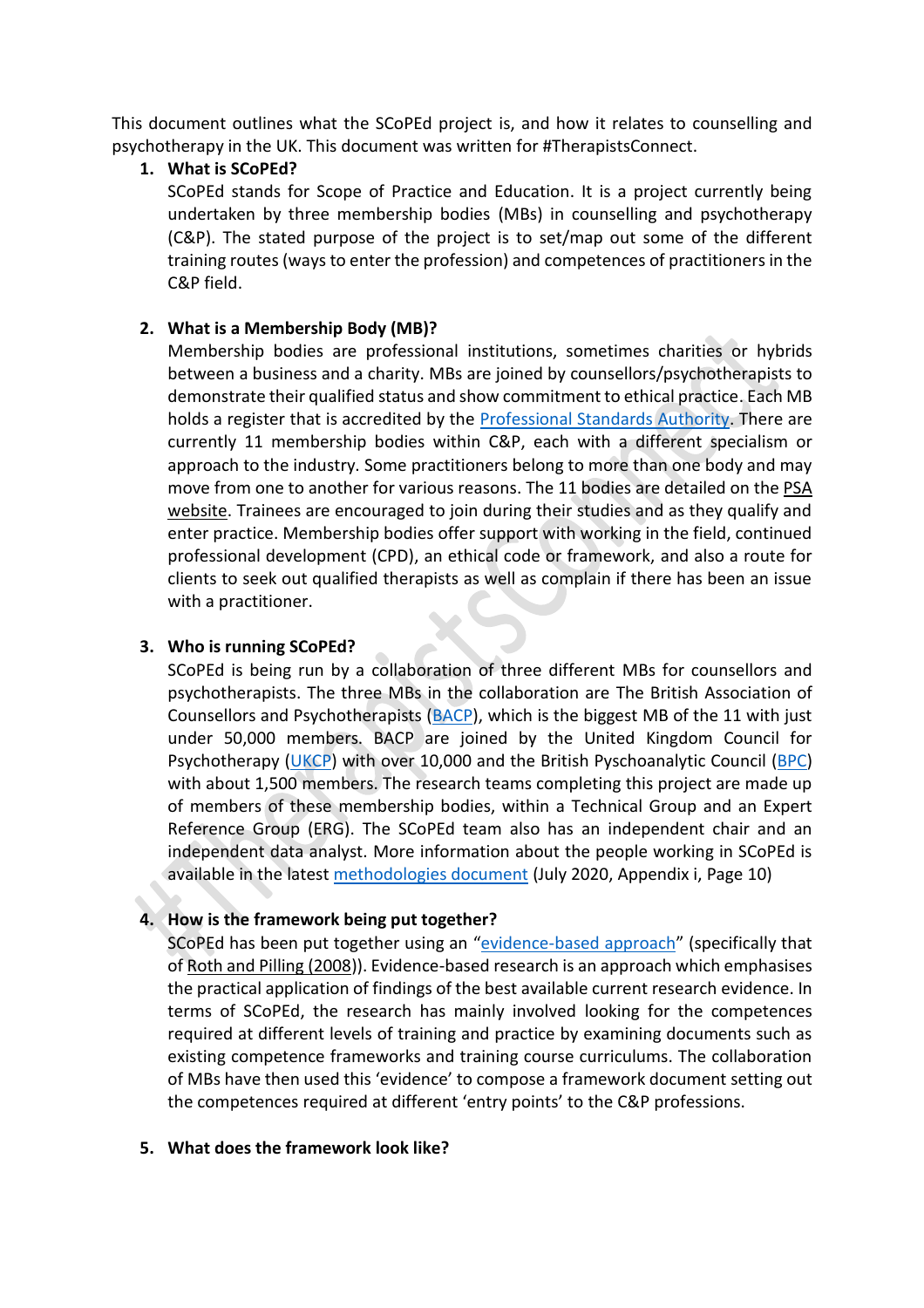This document outlines what the SCoPEd project is, and how it relates to counselling and psychotherapy in the UK. This document was written for #TherapistsConnect.

1. **What is SCoPEd?**

   SCoPEd stands for Scope of Practice and Education. It is a project currently being undertaken by three membership bodies (MBs) in counselling and psychotherapy (C&P). The stated purpose of the project is to set/map out some of the different training routes (ways to enter the profession) and competences of practitioners in the C&P field.

2. **What is a Membership Body (MB)?**

   Membership bodies are professional institutions, sometimes charities or hybrids between a business and a charity. MBs are joined by counsellors/psychotherapists to demonstrate their qualified status and show commitment to ethical practice. Each MB holds a register that is accredited by the Professional Standards Authority. There are currently 11 membership bodies within C&P, each with a different specialism or approach to the industry. Some practitioners belong to more than one body and may move from one to another for various reasons. The 11 bodies are detailed on the PSA website. Trainees are encouraged to join during their studies and as they qualify and enter practice. Membership bodies offer support with working in the field, continued professional development (CPD), an ethical code or framework, and also a route for clients to seek out qualified therapists as well as complain if there has been an issue with a practitioner.

3. **Who is running SCoPEd?**

   SCoPEd is being run by a collaboration of three different MBs for counsellors and psychotherapists. The three MBs in the collaboration are The British Association of Counsellors and Psychotherapists (BACP), which is the biggest MB of the 11 with just under 50,000 members. BACP are joined by the United Kingdom Council for Psychotherapy (UKCP) with over 10,000 and the British Pyschoanalytic Council (BPC) with about 1,500 members. The research teams completing this project are made up of members of these membership bodies, within a Technical Group and an Expert Reference Group (ERG). The SCoPEd team also has an independent chair and an independent data analyst. More information about the people working in SCoPEd is available in the latest methodologies document (July 2020, Appendix i, Page 10)

4. **How is the framework being put together?**

   SCoPEd has been put together using an "evidence-based approach" (specifically that of Roth and Pilling (2008)). Evidence-based research is an approach which emphasises the practical application of findings of the best available current research evidence. In terms of SCoPEd, the research has mainly involved looking for the competences required at different levels of training and practice by examining documents such as existing competence frameworks and training course curriculums. The collaboration of MBs have then used this 'evidence' to compose a framework document setting out the competences required at different 'entry points' to the C&P professions.

5. **What does the framework look like?**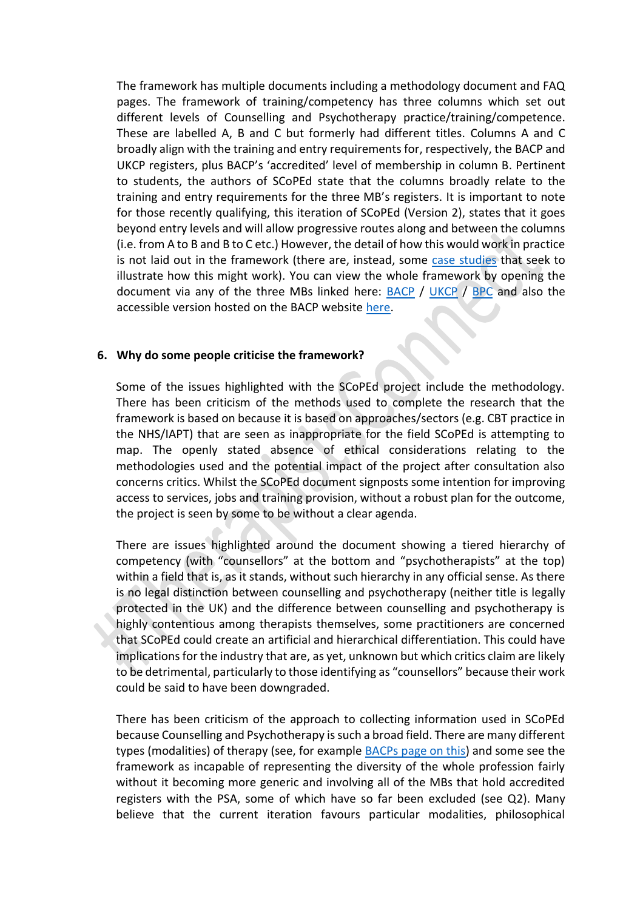The framework has multiple documents including a methodology document and FAQ pages. The framework of training/competency has three columns which set out different levels of Counselling and Psychotherapy practice/training/competence. These are labelled A, B and C but formerly had different titles. Columns A and C broadly align with the training and entry requirements for, respectively, the BACP and UKCP registers, plus BACP's 'accredited' level of membership in column B. Pertinent to students, the authors of SCoPEd state that the columns broadly relate to the training and entry requirements for the three MB's registers. It is important to note for those recently qualifying, this iteration of SCoPEd (Version 2), states that it goes beyond entry levels and will allow progressive routes along and between the columns (i.e. from A to B and B to C etc.) However, the detail of how this would work in practice is not laid out in the framework (there are, instead, some case studies that seek to illustrate how this might work). You can view the whole framework by opening the document via any of the three MBs linked here: BACP / UKCP / BPC and also the accessible version hosted on the BACP website here.

**6. Why do some people criticise the framework?**

Some of the issues highlighted with the SCoPEd project include the methodology. There has been criticism of the methods used to complete the research that the framework is based on because it is based on approaches/sectors (e.g. CBT practice in the NHS/IAPT) that are seen as inappropriate for the field SCoPEd is attempting to map. The openly stated absence of ethical considerations relating to the methodologies used and the potential impact of the project after consultation also concerns critics. Whilst the SCoPEd document signposts some intention for improving access to services, jobs and training provision, without a robust plan for the outcome, the project is seen by some to be without a clear agenda.

There are issues highlighted around the document showing a tiered hierarchy of competency (with "counsellors" at the bottom and "psychotherapists" at the top) within a field that is, as it stands, without such hierarchy in any official sense. As there is no legal distinction between counselling and psychotherapy (neither title is legally protected in the UK) and the difference between counselling and psychotherapy is highly contentious among therapists themselves, some practitioners are concerned that SCoPEd could create an artificial and hierarchical differentiation. This could have implications for the industry that are, as yet, unknown but which critics claim are likely to be detrimental, particularly to those identifying as "counsellors" because their work could be said to have been downgraded.

There has been criticism of the approach to collecting information used in SCoPEd because Counselling and Psychotherapy is such a broad field. There are many different types (modalities) of therapy (see, for example BACPs page on this) and some see the framework as incapable of representing the diversity of the whole profession fairly without it becoming more generic and involving all of the MBs that hold accredited registers with the PSA, some of which have so far been excluded (see Q2). Many believe that the current iteration favours particular modalities, philosophical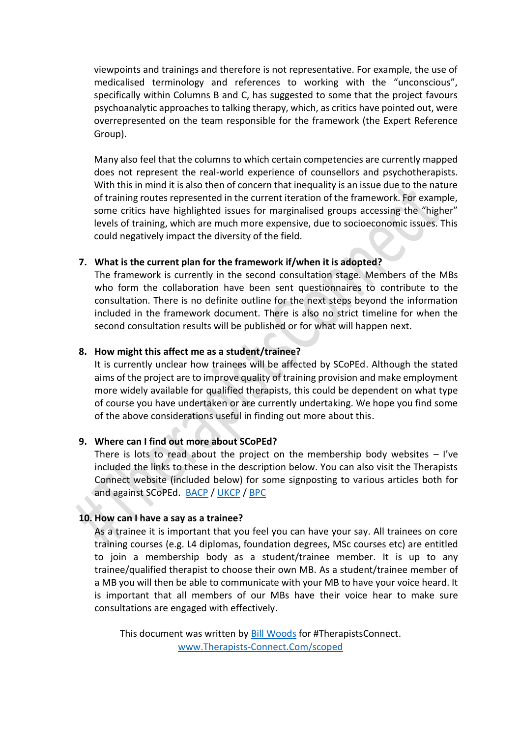viewpoints and trainings and therefore is not representative. For example, the use of medicalised terminology and references to working with the "unconscious", specifically within Columns B and C, has suggested to some that the project favours psychoanalytic approaches to talking therapy, which, as critics have pointed out, were overrepresented on the team responsible for the framework (the Expert Reference Group).

Many also feel that the columns to which certain competencies are currently mapped does not represent the real-world experience of counsellors and psychotherapists. With this in mind it is also then of concern that inequality is an issue due to the nature of training routes represented in the current iteration of the framework. For example, some critics have highlighted issues for marginalised groups accessing the "higher" levels of training, which are much more expensive, due to socioeconomic issues. This could negatively impact the diversity of the field.

7. **What is the current plan for the framework if/when it is adopted?**
   The framework is currently in the second consultation stage. Members of the MBs who form the collaboration have been sent questionnaires to contribute to the consultation. There is no definite outline for the next steps beyond the information included in the framework document. There is also no strict timeline for when the second consultation results will be published or for what will happen next.

8. **How might this affect me as a student/trainee?**
   It is currently unclear how trainees will be affected by SCoPEd. Although the stated aims of the project are to improve quality of training provision and make employment more widely available for qualified therapists, this could be dependent on what type of course you have undertaken or are currently undertaking. We hope you find some of the above considerations useful in finding out more about this.

9. **Where can I find out more about SCoPEd?**
   There is lots to read about the project on the membership body websites – I've included the links to these in the description below. You can also visit the Therapists Connect website (included below) for some signposting to various articles both for and against SCoPEd. BACP / UKCP / BPC

10. **How can I have a say as a trainee?**
    As a trainee it is important that you feel you can have your say. All trainees on core training courses (e.g. L4 diplomas, foundation degrees, MSc courses etc) are entitled to join a membership body as a student/trainee member. It is up to any trainee/qualified therapist to choose their own MB. As a student/trainee member of a MB you will then be able to communicate with your MB to have your voice heard. It is important that all members of our MBs have their voice hear to make sure consultations are engaged with effectively.

This document was written by Bill Woods for #TherapistsConnect.
www.Therapists-Connect.Com/scoped